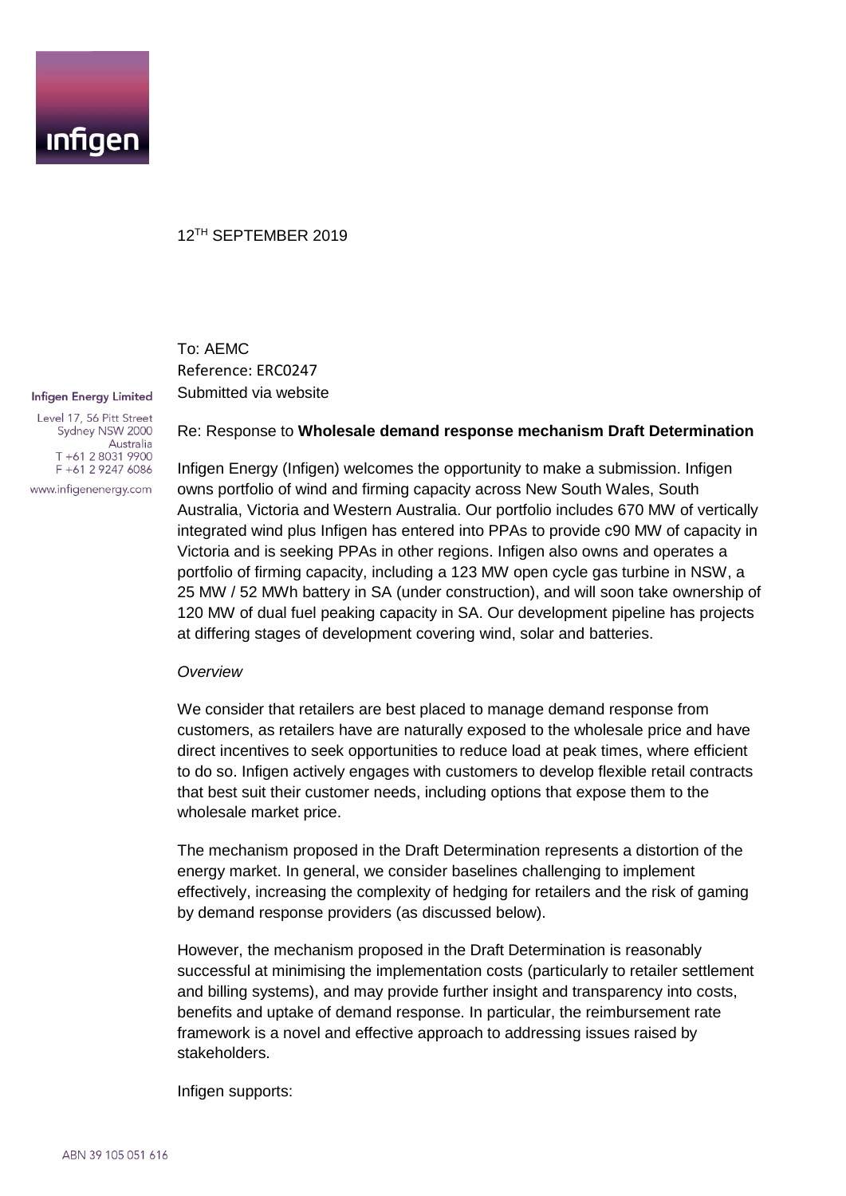12TH SEPTEMBER 2019

**Infigen Energy Limited**

Level 17, 56 Pitt Street
Sydney NSW 2000
Australia
T +61 2 8031 9900
F +61 2 9247 6086

www.infigenenergy.com

To: AEMC
Reference: ERC0247
Submitted via website

Re: Response to **Wholesale demand response mechanism Draft Determination**

Infigen Energy (Infigen) welcomes the opportunity to make a submission. Infigen owns portfolio of wind and firming capacity across New South Wales, South Australia, Victoria and Western Australia. Our portfolio includes 670 MW of vertically integrated wind plus Infigen has entered into PPAs to provide c90 MW of capacity in Victoria and is seeking PPAs in other regions. Infigen also owns and operates a portfolio of firming capacity, including a 123 MW open cycle gas turbine in NSW, a 25 MW / 52 MWh battery in SA (under construction), and will soon take ownership of 120 MW of dual fuel peaking capacity in SA. Our development pipeline has projects at differing stages of development covering wind, solar and batteries.

*Overview*

We consider that retailers are best placed to manage demand response from customers, as retailers have are naturally exposed to the wholesale price and have direct incentives to seek opportunities to reduce load at peak times, where efficient to do so. Infigen actively engages with customers to develop flexible retail contracts that best suit their customer needs, including options that expose them to the wholesale market price.

The mechanism proposed in the Draft Determination represents a distortion of the energy market. In general, we consider baselines challenging to implement effectively, increasing the complexity of hedging for retailers and the risk of gaming by demand response providers (as discussed below).

However, the mechanism proposed in the Draft Determination is reasonably successful at minimising the implementation costs (particularly to retailer settlement and billing systems), and may provide further insight and transparency into costs, benefits and uptake of demand response. In particular, the reimbursement rate framework is a novel and effective approach to addressing issues raised by stakeholders.

Infigen supports:

ABN 39 105 051 616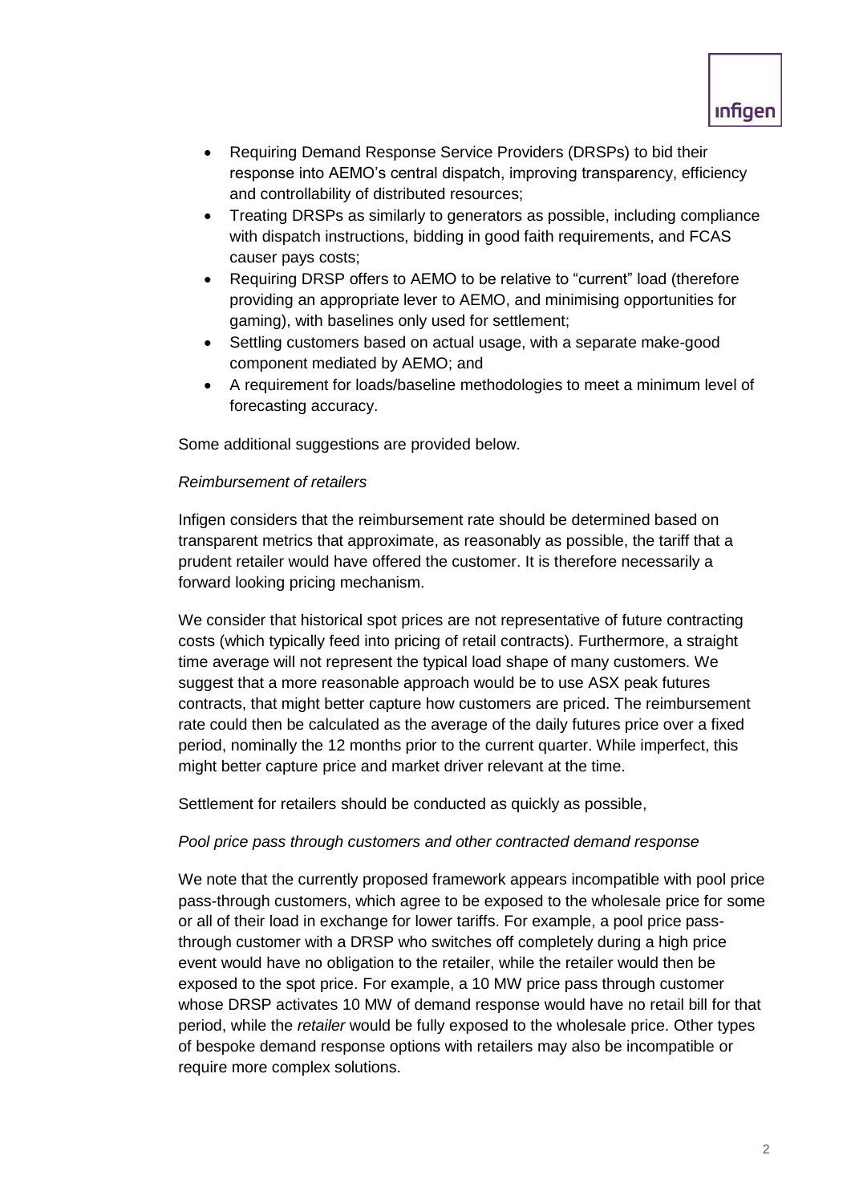- Requiring Demand Response Service Providers (DRSPs) to bid their response into AEMO's central dispatch, improving transparency, efficiency and controllability of distributed resources;
- Treating DRSPs as similarly to generators as possible, including compliance with dispatch instructions, bidding in good faith requirements, and FCAS causer pays costs;
- Requiring DRSP offers to AEMO to be relative to "current" load (therefore providing an appropriate lever to AEMO, and minimising opportunities for gaming), with baselines only used for settlement;
- Settling customers based on actual usage, with a separate make-good component mediated by AEMO; and
- A requirement for loads/baseline methodologies to meet a minimum level of forecasting accuracy.

Some additional suggestions are provided below.

*Reimbursement of retailers*

Infigen considers that the reimbursement rate should be determined based on transparent metrics that approximate, as reasonably as possible, the tariff that a prudent retailer would have offered the customer. It is therefore necessarily a forward looking pricing mechanism.

We consider that historical spot prices are not representative of future contracting costs (which typically feed into pricing of retail contracts). Furthermore, a straight time average will not represent the typical load shape of many customers. We suggest that a more reasonable approach would be to use ASX peak futures contracts, that might better capture how customers are priced. The reimbursement rate could then be calculated as the average of the daily futures price over a fixed period, nominally the 12 months prior to the current quarter. While imperfect, this might better capture price and market driver relevant at the time.

Settlement for retailers should be conducted as quickly as possible,

*Pool price pass through customers and other contracted demand response*

We note that the currently proposed framework appears incompatible with pool price pass-through customers, which agree to be exposed to the wholesale price for some or all of their load in exchange for lower tariffs. For example, a pool price pass-through customer with a DRSP who switches off completely during a high price event would have no obligation to the retailer, while the retailer would then be exposed to the spot price. For example, a 10 MW price pass through customer whose DRSP activates 10 MW of demand response would have no retail bill for that period, while the *retailer* would be fully exposed to the wholesale price. Other types of bespoke demand response options with retailers may also be incompatible or require more complex solutions.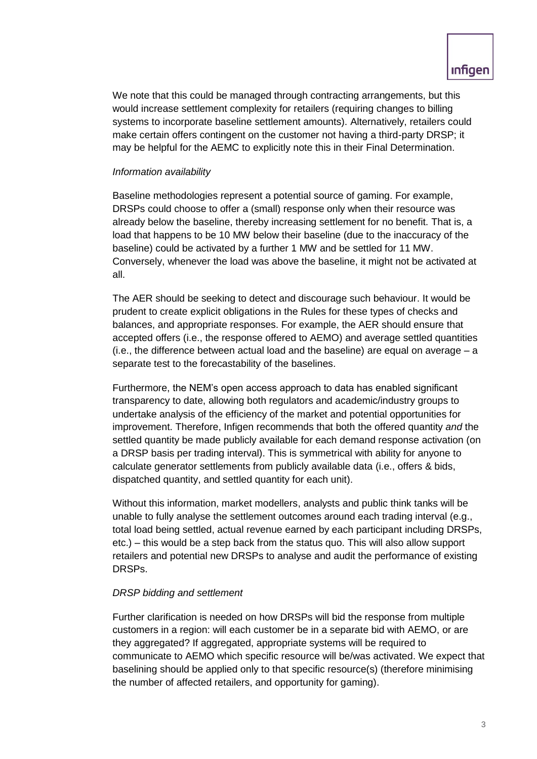We note that this could be managed through contracting arrangements, but this would increase settlement complexity for retailers (requiring changes to billing systems to incorporate baseline settlement amounts). Alternatively, retailers could make certain offers contingent on the customer not having a third-party DRSP; it may be helpful for the AEMC to explicitly note this in their Final Determination.

*Information availability*

Baseline methodologies represent a potential source of gaming. For example, DRSPs could choose to offer a (small) response only when their resource was already below the baseline, thereby increasing settlement for no benefit. That is, a load that happens to be 10 MW below their baseline (due to the inaccuracy of the baseline) could be activated by a further 1 MW and be settled for 11 MW. Conversely, whenever the load was above the baseline, it might not be activated at all.

The AER should be seeking to detect and discourage such behaviour. It would be prudent to create explicit obligations in the Rules for these types of checks and balances, and appropriate responses. For example, the AER should ensure that accepted offers (i.e., the response offered to AEMO) and average settled quantities (i.e., the difference between actual load and the baseline) are equal on average – a separate test to the forecastability of the baselines.

Furthermore, the NEM's open access approach to data has enabled significant transparency to date, allowing both regulators and academic/industry groups to undertake analysis of the efficiency of the market and potential opportunities for improvement. Therefore, Infigen recommends that both the offered quantity *and* the settled quantity be made publicly available for each demand response activation (on a DRSP basis per trading interval). This is symmetrical with ability for anyone to calculate generator settlements from publicly available data (i.e., offers & bids, dispatched quantity, and settled quantity for each unit).

Without this information, market modellers, analysts and public think tanks will be unable to fully analyse the settlement outcomes around each trading interval (e.g., total load being settled, actual revenue earned by each participant including DRSPs, etc.) – this would be a step back from the status quo. This will also allow support retailers and potential new DRSPs to analyse and audit the performance of existing DRSPs.

*DRSP bidding and settlement*

Further clarification is needed on how DRSPs will bid the response from multiple customers in a region: will each customer be in a separate bid with AEMO, or are they aggregated? If aggregated, appropriate systems will be required to communicate to AEMO which specific resource will be/was activated. We expect that baselining should be applied only to that specific resource(s) (therefore minimising the number of affected retailers, and opportunity for gaming).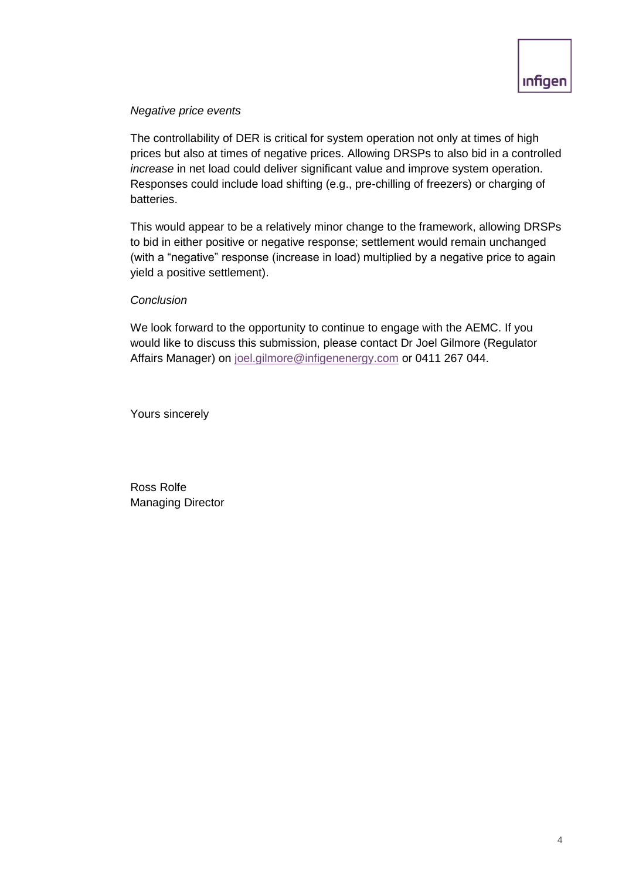*Negative price events*

The controllability of DER is critical for system operation not only at times of high prices but also at times of negative prices. Allowing DRSPs to also bid in a controlled *increase* in net load could deliver significant value and improve system operation. Responses could include load shifting (e.g., pre-chilling of freezers) or charging of batteries.

This would appear to be a relatively minor change to the framework, allowing DRSPs to bid in either positive or negative response; settlement would remain unchanged (with a "negative" response (increase in load) multiplied by a negative price to again yield a positive settlement).

*Conclusion*

We look forward to the opportunity to continue to engage with the AEMC. If you would like to discuss this submission, please contact Dr Joel Gilmore (Regulator Affairs Manager) on joel.gilmore@infigenenergy.com or 0411 267 044.

Yours sincerely

Ross Rolfe
Managing Director